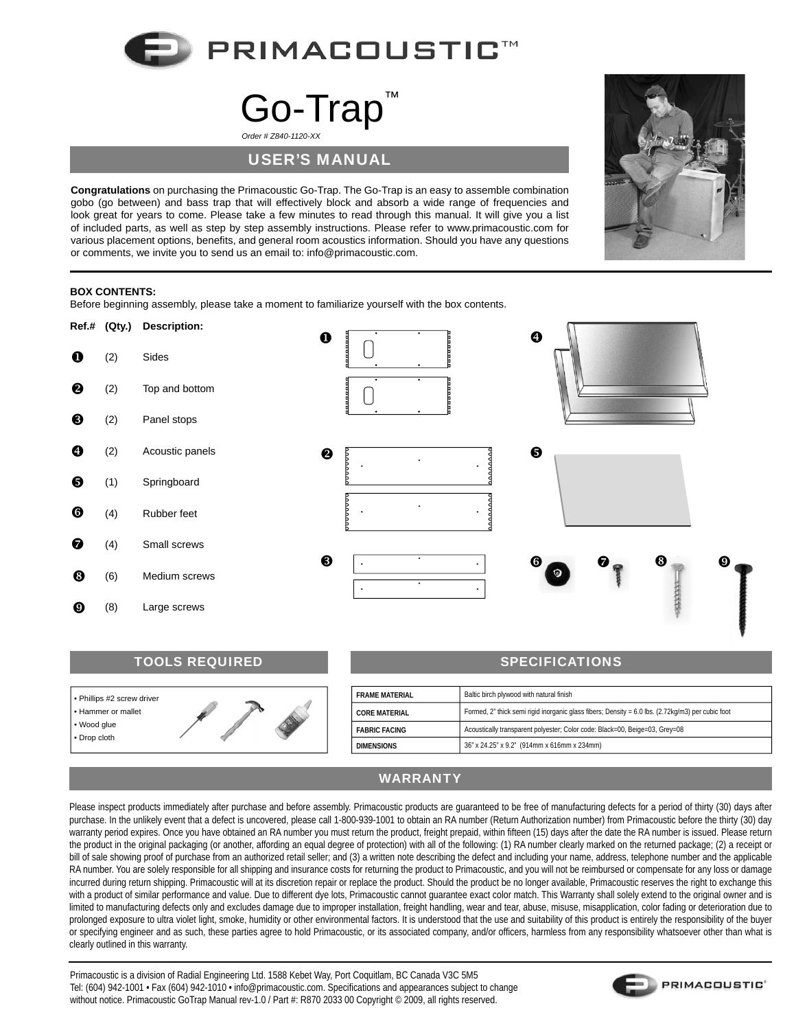# Go-Trap™

*Order # Z840-1120-XX*

## USER'S MANUAL

**Congratulations** on purchasing the Primacoustic Go-Trap. The Go-Trap is an easy to assemble combination gobo (go between) and bass trap that will effectively block and absorb a wide range of frequencies and look great for years to come. Please take a few minutes to read through this manual. It will give you a list of included parts, as well as step by step assembly instructions. Please refer to www.primacoustic.com for various placement options, benefits, and general room acoustics information. Should you have any questions or comments, we invite you to send us an email to: info@primacoustic.com.

**BOX CONTENTS:**

Before beginning assembly, please take a moment to familiarize yourself with the box contents.

| Ref.# | (Qty.) | Description: |
|---|---|---|
| ❶ | (2) | Sides |
| ❷ | (2) | Top and bottom |
| ❸ | (2) | Panel stops |
| ❹ | (2) | Acoustic panels |
| ❺ | (1) | Springboard |
| ❻ | (4) | Rubber feet |
| ❼ | (4) | Small screws |
| ❽ | (6) | Medium screws |
| ❾ | (8) | Large screws |

## TOOLS REQUIRED

- Phillips #2 screw driver
- Hammer or mallet
- Wood glue
- Drop cloth

## SPECIFICATIONS

| | |
|---|---|
| FRAME MATERIAL | Baltic birch plywood with natural finish |
| CORE MATERIAL | Formed, 2" thick semi rigid inorganic glass fibers; Density = 6.0 lbs. (2.72kg/m3) per cubic foot |
| FABRIC FACING | Acoustically transparent polyester; Color code: Black=00, Beige=03, Grey=08 |
| DIMENSIONS | 36" x 24.25" x 9.2" (914mm x 616mm x 234mm) |

## WARRANTY

Please inspect products immediately after purchase and before assembly. Primacoustic products are guaranteed to be free of manufacturing defects for a period of thirty (30) days after purchase. In the unlikely event that a defect is uncovered, please call 1-800-939-1001 to obtain an RA number (Return Authorization number) from Primacoustic before the thirty (30) day warranty period expires. Once you have obtained an RA number you must return the product, freight prepaid, within fifteen (15) days after the date the RA number is issued. Please return the product in the original packaging (or another, affording an equal degree of protection) with all of the following: (1) RA number clearly marked on the returned package; (2) a receipt or bill of sale showing proof of purchase from an authorized retail seller; and (3) a written note describing the defect and including your name, address, telephone number and the applicable RA number. You are solely responsible for all shipping and insurance costs for returning the product to Primacoustic, and you will not be reimbursed or compensate for any loss or damage incurred during return shipping. Primacoustic will at its discretion repair or replace the product. Should the product be no longer available, Primacoustic reserves the right to exchange this with a product of similar performance and value. Due to different dye lots, Primacoustic cannot guarantee exact color match. This Warranty shall solely extend to the original owner and is limited to manufacturing defects only and excludes damage due to improper installation, freight handling, wear and tear, abuse, misuse, misapplication, color fading or deterioration due to prolonged exposure to ultra violet light, smoke, humidity or other environmental factors. It is understood that the use and suitability of this product is entirely the responsibility of the buyer or specifying engineer and as such, these parties agree to hold Primacoustic, or its associated company, and/or officers, harmless from any responsibility whatsoever other than what is clearly outlined in this warranty.

Primacoustic is a division of Radial Engineering Ltd. 1588 Kebet Way, Port Coquitlam, BC Canada V3C 5M5
Tel: (604) 942-1001 • Fax (604) 942-1010 • info@primacoustic.com. Specifications and appearances subject to change without notice. Primacoustic GoTrap Manual rev-1.0 / Part #: R870 2033 00 Copyright © 2009, all rights reserved.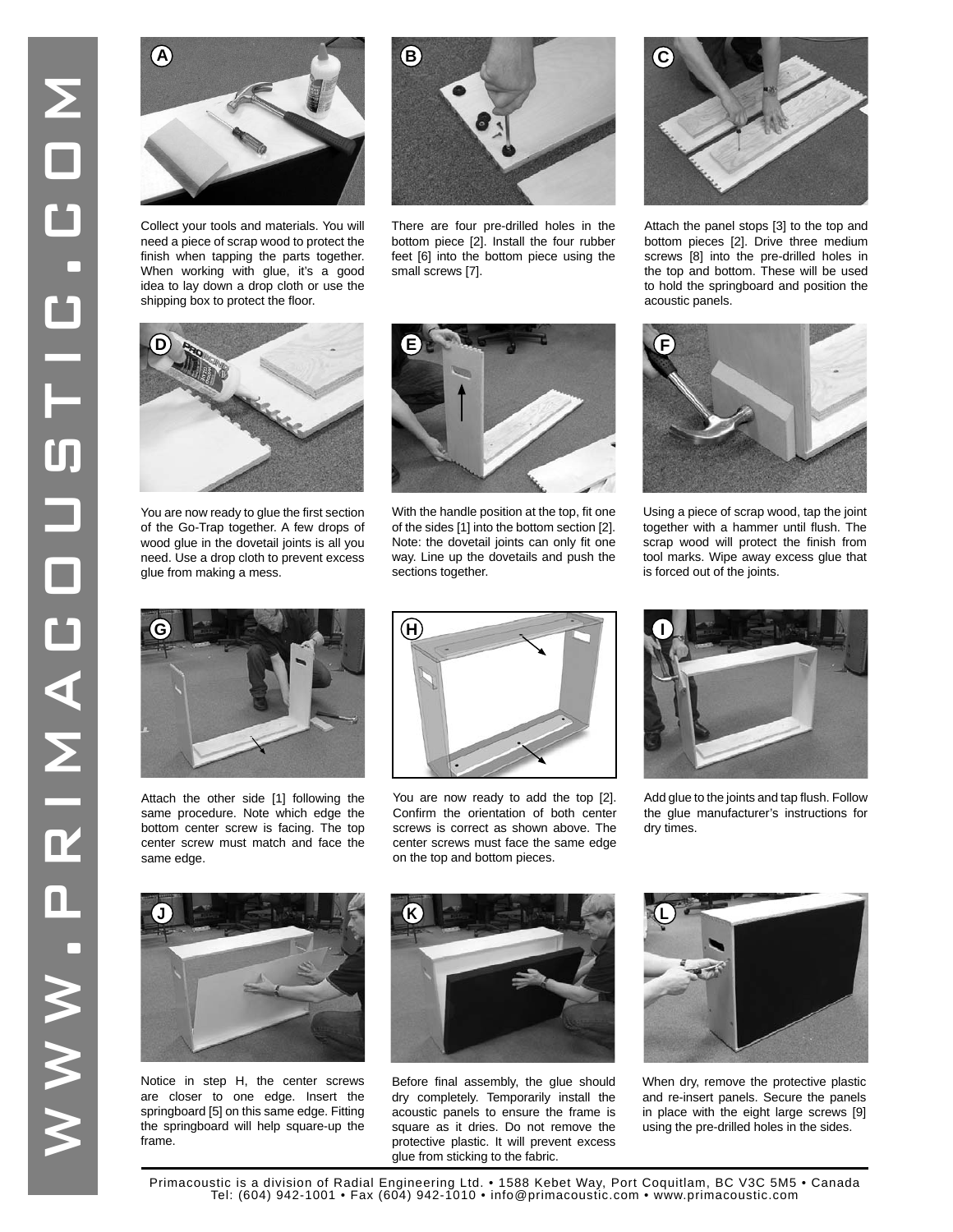A

Collect your tools and materials. You will need a piece of scrap wood to protect the finish when tapping the parts together. When working with glue, it's a good idea to lay down a drop cloth or use the shipping box to protect the floor.

B

There are four pre-drilled holes in the bottom piece [2]. Install the four rubber feet [6] into the bottom piece using the small screws [7].

C

Attach the panel stops [3] to the top and bottom pieces [2]. Drive three medium screws [8] into the pre-drilled holes in the top and bottom. These will be used to hold the springboard and position the acoustic panels.

D

You are now ready to glue the first section of the Go-Trap together. A few drops of wood glue in the dovetail joints is all you need. Use a drop cloth to prevent excess glue from making a mess.

E

With the handle position at the top, fit one of the sides [1] into the bottom section [2]. Note: the dovetail joints can only fit one way. Line up the dovetails and push the sections together.

F

Using a piece of scrap wood, tap the joint together with a hammer until flush. The scrap wood will protect the finish from tool marks. Wipe away excess glue that is forced out of the joints.

G

Attach the other side [1] following the same procedure. Note which edge the bottom center screw is facing. The top center screw must match and face the same edge.

H

You are now ready to add the top [2]. Confirm the orientation of both center screws is correct as shown above. The center screws must face the same edge on the top and bottom pieces.

I

Add glue to the joints and tap flush. Follow the glue manufacturer's instructions for dry times.

J

Notice in step H, the center screws are closer to one edge. Insert the springboard [5] on this same edge. Fitting the springboard will help square-up the frame.

K

Before final assembly, the glue should dry completely. Temporarily install the acoustic panels to ensure the frame is square as it dries. Do not remove the protective plastic. It will prevent excess glue from sticking to the fabric.

L

When dry, remove the protective plastic and re-insert panels. Secure the panels in place with the eight large screws [9] using the pre-drilled holes in the sides.

Primacoustic is a division of Radial Engineering Ltd. • 1588 Kebet Way, Port Coquitlam, BC V3C 5M5 • Canada
Tel: (604) 942-1001 • Fax (604) 942-1010 • info@primacoustic.com • www.primacoustic.com